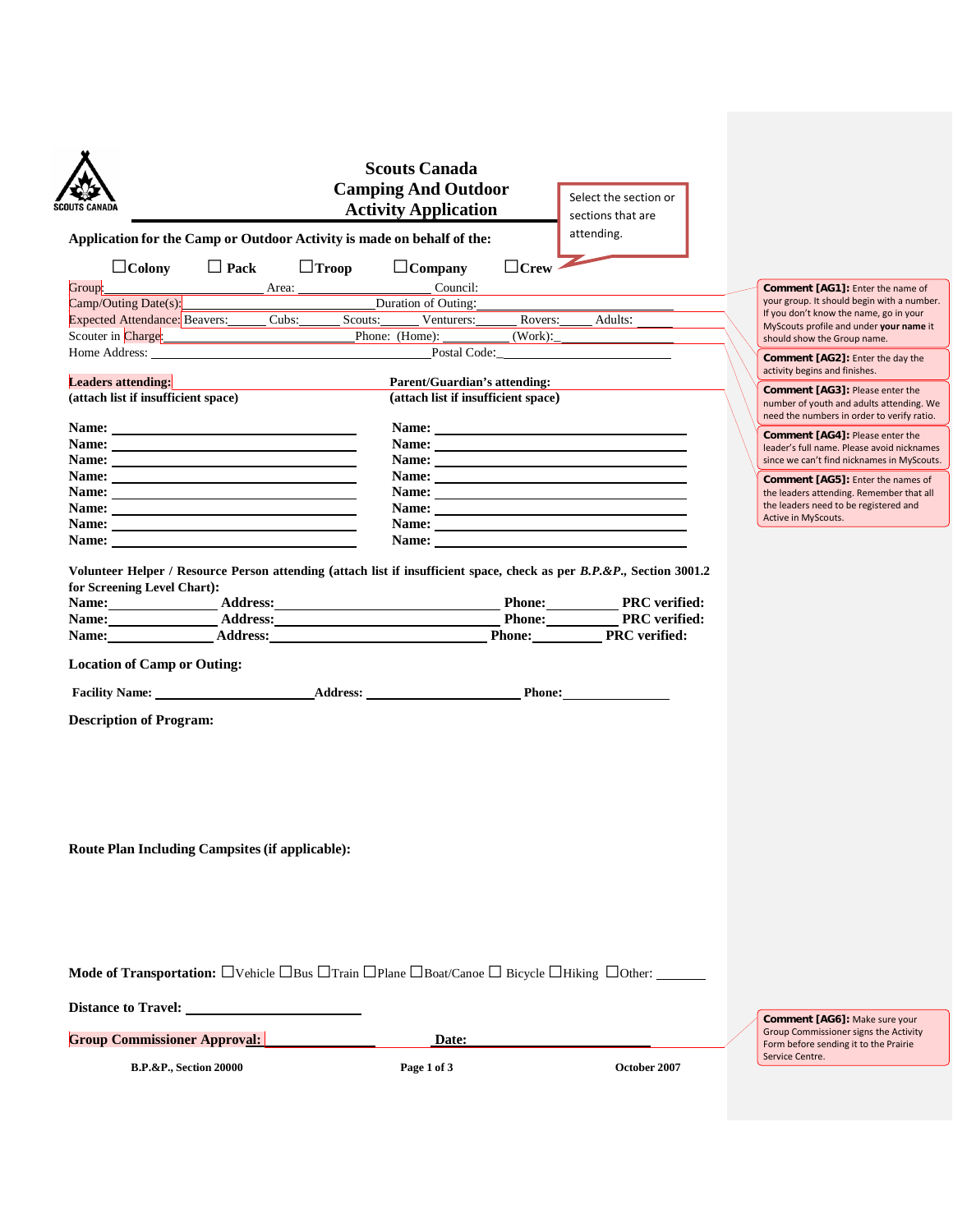SCOUTS CANADA

# Scouts Canada
# Camping And Outdoor Activity Application

Select the section or sections that are attending.

**Application for the Camp or Outdoor Activity is made on behalf of the:**

☐**Colony** ☐ **Pack** ☐**Troop** ☐**Company** ☐**Crew**

Group:______________________ Area: ____________________ Council:

Camp/Outing Date(s):__________________________Duration of Outing:

Expected Attendance: Beavers:______ Cubs:______ Scouts:______ Venturers:______ Rovers:_____ Adults: _____

Scouter in Charge:__________________________ Phone: (Home): __________ (Work):_

Home Address: _______________________________________ Postal Code:_

**Leaders attending:**
**(attach list if insufficient space)**

**Name:** ______________________
**Name:** ______________________
**Name:** ______________________
**Name:** ______________________
**Name:** ______________________
**Name:** ______________________
**Name:** ______________________
**Name:** ______________________

**Parent/Guardian's attending:**
**(attach list if insufficient space)**

**Name:** ______________________
**Name:** ______________________
**Name:** ______________________
**Name:** ______________________
**Name:** ______________________
**Name:** ______________________
**Name:** ______________________
**Name:** ______________________

**Volunteer Helper / Resource Person attending (attach list if insufficient space, check as per *B.P.&P.*, Section 3001.2 for Screening Level Chart):**

**Name:**____________ **Address:**______________________ **Phone:**_________ **PRC verified:**
**Name:**____________ **Address:**______________________ **Phone:**_________ **PRC verified:**
**Name:**____________ **Address:**______________________ **Phone:**_________ **PRC verified:**

**Location of Camp or Outing:**

**Facility Name:** ____________________ **Address:** ____________________ **Phone:**______________

**Description of Program:**

**Route Plan Including Campsites (if applicable):**

**Mode of Transportation:** ☐Vehicle ☐Bus ☐Train ☐Plane ☐Boat/Canoe ☐ Bicycle ☐Hiking ☐Other: _______

**Distance to Travel:** ______________________

**Group Commissioner Approval:** ______________ **Date:** ______________________

**B.P.&P., Section 20000** **October 2007**

**Comment [AG1]:** Enter the name of your group. It should begin with a number. If you don't know the name, go in your MyScouts profile and under **your name** it should show the Group name.

**Comment [AG2]:** Enter the day the activity begins and finishes.

**Comment [AG3]:** Please enter the number of youth and adults attending. We need the numbers in order to verify ratio.

**Comment [AG4]:** Please enter the leader's full name. Please avoid nicknames since we can't find nicknames in MyScouts.

**Comment [AG5]:** Enter the names of the leaders attending. Remember that all the leaders need to be registered and Active in MyScouts.

**Comment [AG6]:** Make sure your Group Commissioner signs the Activity Form before sending it to the Prairie Service Centre.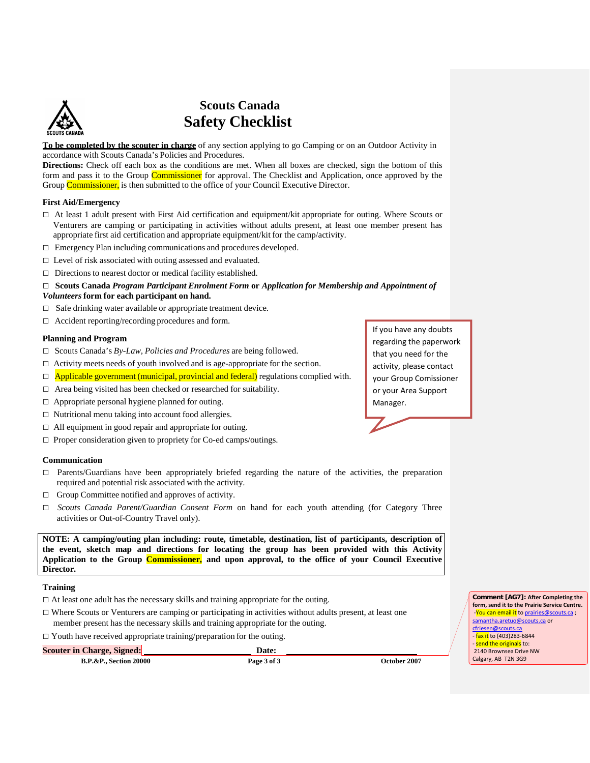# Scouts Canada
## Safety Checklist

**To be completed by the scouter in charge** of any section applying to go Camping or on an Outdoor Activity in accordance with Scouts Canada's Policies and Procedures.

**Directions:** Check off each box as the conditions are met. When all boxes are checked, sign the bottom of this form and pass it to the Group Commissioner for approval. The Checklist and Application, once approved by the Group Commissioner, is then submitted to the office of your Council Executive Director.

### First Aid/Emergency

- □ At least 1 adult present with First Aid certification and equipment/kit appropriate for outing. Where Scouts or Venturers are camping or participating in activities without adults present, at least one member present has appropriate first aid certification and appropriate equipment/kit for the camp/activity.
- □ Emergency Plan including communications and procedures developed.
- □ Level of risk associated with outing assessed and evaluated.
- □ Directions to nearest doctor or medical facility established.
- □ **Scouts Canada *Program Participant Enrolment Form* or *Application for Membership and Appointment of Volunteers* form for each participant on hand.**
- □ Safe drinking water available or appropriate treatment device.
- □ Accident reporting/recording procedures and form.

If you have any doubts regarding the paperwork that you need for the activity, please contact your Group Comissioner or your Area Support Manager.

### Planning and Program

- □ Scouts Canada's *By-Law, Policies and Procedures* are being followed.
- □ Activity meets needs of youth involved and is age-appropriate for the section.
- □ Applicable government (municipal, provincial and federal) regulations complied with.
- □ Area being visited has been checked or researched for suitability.
- □ Appropriate personal hygiene planned for outing.
- □ Nutritional menu taking into account food allergies.
- □ All equipment in good repair and appropriate for outing.
- □ Proper consideration given to propriety for Co-ed camps/outings.

### Communication

- □ Parents/Guardians have been appropriately briefed regarding the nature of the activities, the preparation required and potential risk associated with the activity.
- □ Group Committee notified and approves of activity.
- □ *Scouts Canada Parent/Guardian Consent Form* on hand for each youth attending (for Category Three activities or Out-of-Country Travel only).

**NOTE: A camping/outing plan including: route, timetable, destination, list of participants, description of the event, sketch map and directions for locating the group has been provided with this Activity Application to the Group Commissioner, and upon approval, to the office of your Council Executive Director.**

### Training

- □ At least one adult has the necessary skills and training appropriate for the outing.
- □ Where Scouts or Venturers are camping or participating in activities without adults present, at least one member present has the necessary skills and training appropriate for the outing.
- □ Youth have received appropriate training/preparation for the outing.

**Scouter in Charge, Signed:** ______________________ **Date:** ______________________

**B.P.&P., Section 20000** **October 2007**

**Comment [AG7]: After Completing the form, send it to the Prairie Service Centre.**
- You can email it to prairies@scouts.ca ; samantha.aretuo@scouts.ca or cfriesen@scouts.ca
- fax it to (403)283-6844
- send the originals to:
  2140 Brownsea Drive NW
  Calgary, AB T2N 3G9